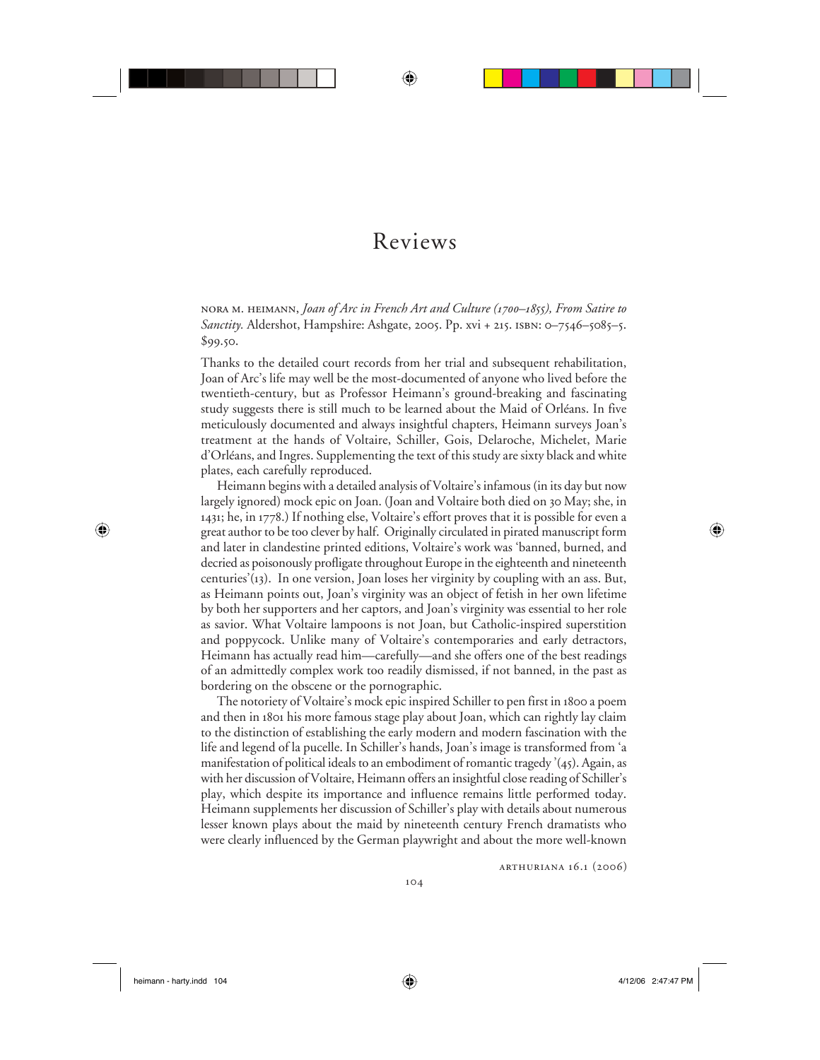# Reviews

NORA M. HEIMANN, *Joan of Arc in French Art and Culture (1700–1855), From Satire to Sanctity.* Aldershot, Hampshire: Ashgate, 2005. Pp. xvi + 215. ISBN: 0–7546–5085–5. $99.50.

Thanks to the detailed court records from her trial and subsequent rehabilitation, Joan of Arc's life may well be the most-documented of anyone who lived before the twentieth-century, but as Professor Heimann's ground-breaking and fascinating study suggests there is still much to be learned about the Maid of Orléans. In five meticulously documented and always insightful chapters, Heimann surveys Joan's treatment at the hands of Voltaire, Schiller, Gois, Delaroche, Michelet, Marie d'Orléans, and Ingres. Supplementing the text of this study are sixty black and white plates, each carefully reproduced.

Heimann begins with a detailed analysis of Voltaire's infamous (in its day but now largely ignored) mock epic on Joan. (Joan and Voltaire both died on 30 May; she, in 1431; he, in 1778.) If nothing else, Voltaire's effort proves that it is possible for even a great author to be too clever by half. Originally circulated in pirated manuscript form and later in clandestine printed editions, Voltaire's work was 'banned, burned, and decried as poisonously profligate throughout Europe in the eighteenth and nineteenth centuries'(13). In one version, Joan loses her virginity by coupling with an ass. But, as Heimann points out, Joan's virginity was an object of fetish in her own lifetime by both her supporters and her captors, and Joan's virginity was essential to her role as savior. What Voltaire lampoons is not Joan, but Catholic-inspired superstition and poppycock. Unlike many of Voltaire's contemporaries and early detractors, Heimann has actually read him—carefully—and she offers one of the best readings of an admittedly complex work too readily dismissed, if not banned, in the past as bordering on the obscene or the pornographic.

The notoriety of Voltaire's mock epic inspired Schiller to pen first in 1800 a poem and then in 1801 his more famous stage play about Joan, which can rightly lay claim to the distinction of establishing the early modern and modern fascination with the life and legend of la pucelle. In Schiller's hands, Joan's image is transformed from 'a manifestation of political ideals to an embodiment of romantic tragedy'(45). Again, as with her discussion of Voltaire, Heimann offers an insightful close reading of Schiller's play, which despite its importance and influence remains little performed today. Heimann supplements her discussion of Schiller's play with details about numerous lesser known plays about the maid by nineteenth century French dramatists who were clearly influenced by the German playwright and about the more well-known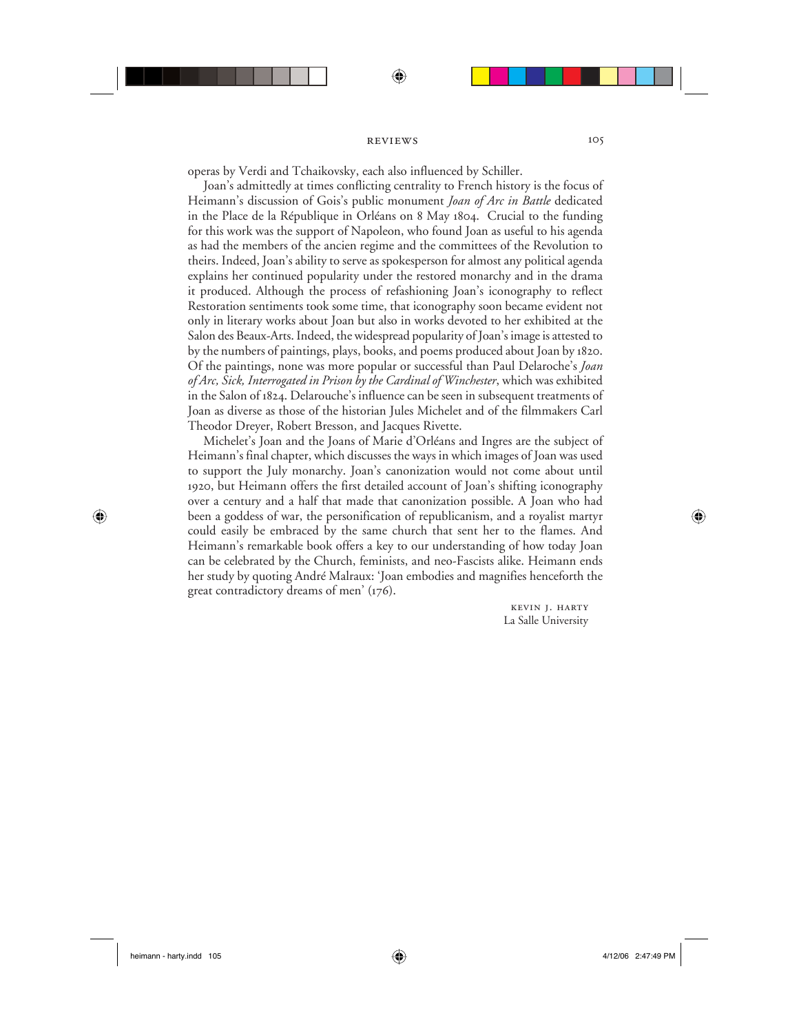operas by Verdi and Tchaikovsky, each also influenced by Schiller.

Joan's admittedly at times conflicting centrality to French history is the focus of Heimann's discussion of Gois's public monument *Joan of Arc in Battle* dedicated in the Place de la République in Orléans on 8 May 1804. Crucial to the funding for this work was the support of Napoleon, who found Joan as useful to his agenda as had the members of the ancien regime and the committees of the Revolution to theirs. Indeed, Joan's ability to serve as spokesperson for almost any political agenda explains her continued popularity under the restored monarchy and in the drama it produced. Although the process of refashioning Joan's iconography to reflect Restoration sentiments took some time, that iconography soon became evident not only in literary works about Joan but also in works devoted to her exhibited at the Salon des Beaux-Arts. Indeed, the widespread popularity of Joan's image is attested to by the numbers of paintings, plays, books, and poems produced about Joan by 1820. Of the paintings, none was more popular or successful than Paul Delaroche's *Joan of Arc, Sick, Interrogated in Prison by the Cardinal of Winchester*, which was exhibited in the Salon of 1824. Delarouche's influence can be seen in subsequent treatments of Joan as diverse as those of the historian Jules Michelet and of the filmmakers Carl Theodor Dreyer, Robert Bresson, and Jacques Rivette.

Michelet's Joan and the Joans of Marie d'Orléans and Ingres are the subject of Heimann's final chapter, which discusses the ways in which images of Joan was used to support the July monarchy. Joan's canonization would not come about until 1920, but Heimann offers the first detailed account of Joan's shifting iconography over a century and a half that made that canonization possible. A Joan who had been a goddess of war, the personification of republicanism, and a royalist martyr could easily be embraced by the same church that sent her to the flames. And Heimann's remarkable book offers a key to our understanding of how today Joan can be celebrated by the Church, feminists, and neo-Fascists alike. Heimann ends her study by quoting André Malraux: 'Joan embodies and magnifies henceforth the great contradictory dreams of men' (176).

KEVIN J. HARTY
La Salle University